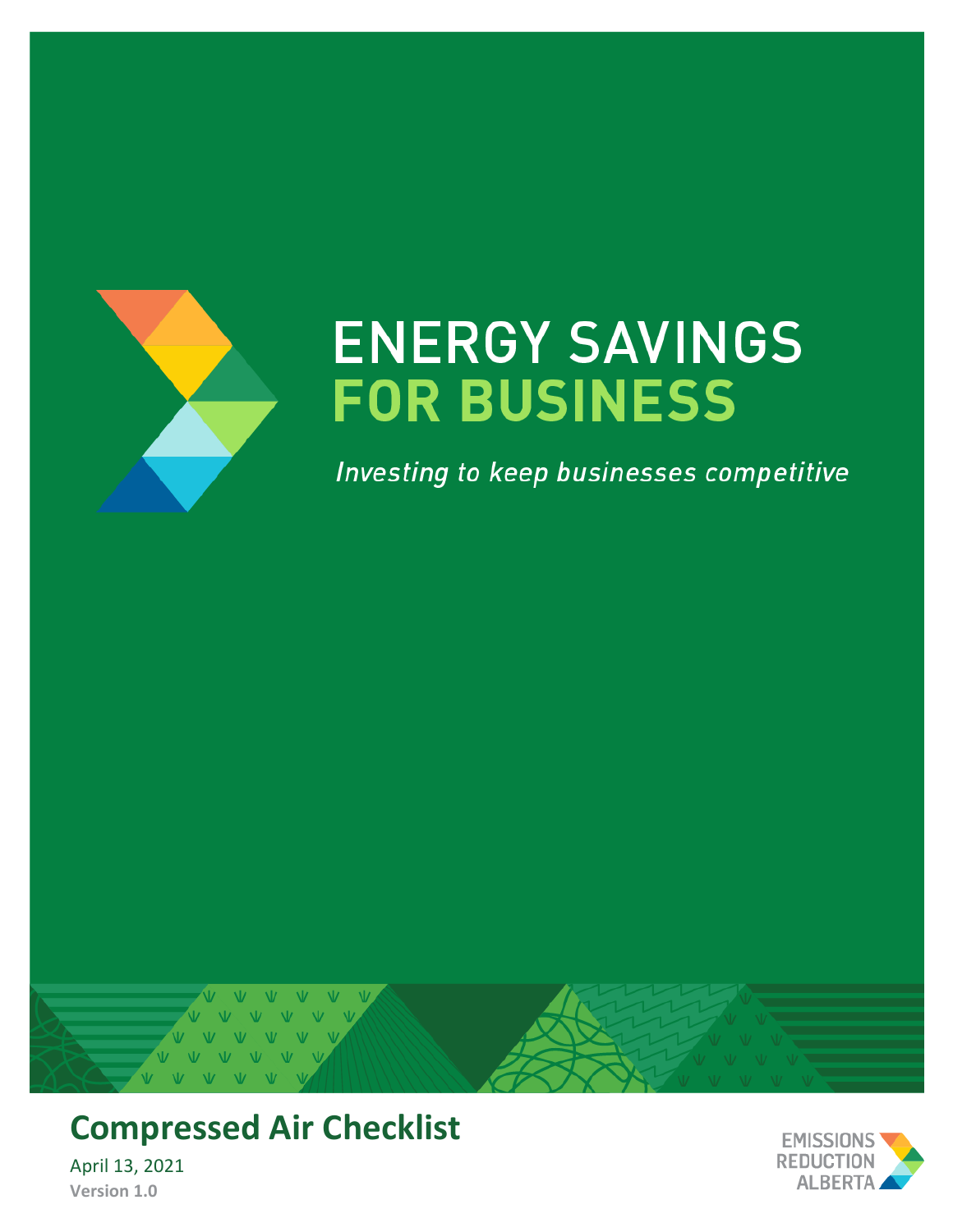# ENERGY SAVINGS FOR BUSINESS

*Investing to keep businesses competitive*

## Compressed Air Checklist

April 13, 2021

**Version 1.0**

EMISSIONS REDUCTION ALBERTA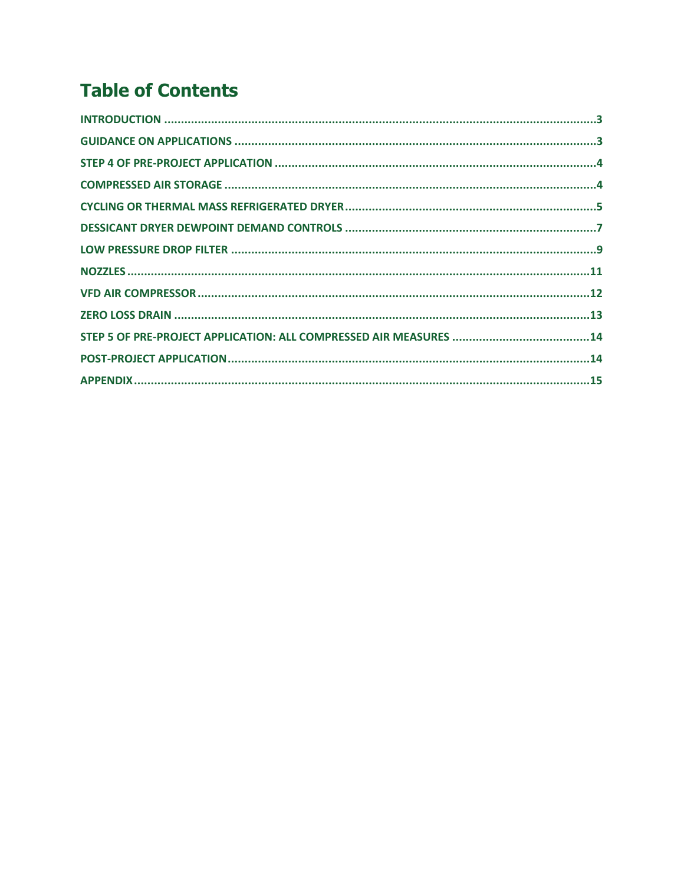# Table of Contents

INTRODUCTION ....... 3
GUIDANCE ON APPLICATIONS ....... 3
STEP 4 OF PRE-PROJECT APPLICATION ....... 4
COMPRESSED AIR STORAGE ....... 4
CYCLING OR THERMAL MASS REFRIGERATED DRYER ....... 5
DESSICANT DRYER DEWPOINT DEMAND CONTROLS ....... 7
LOW PRESSURE DROP FILTER ....... 9
NOZZLES ....... 11
VFD AIR COMPRESSOR ....... 12
ZERO LOSS DRAIN ....... 13
STEP 5 OF PRE-PROJECT APPLICATION: ALL COMPRESSED AIR MEASURES ....... 14
POST-PROJECT APPLICATION ....... 14
APPENDIX ....... 15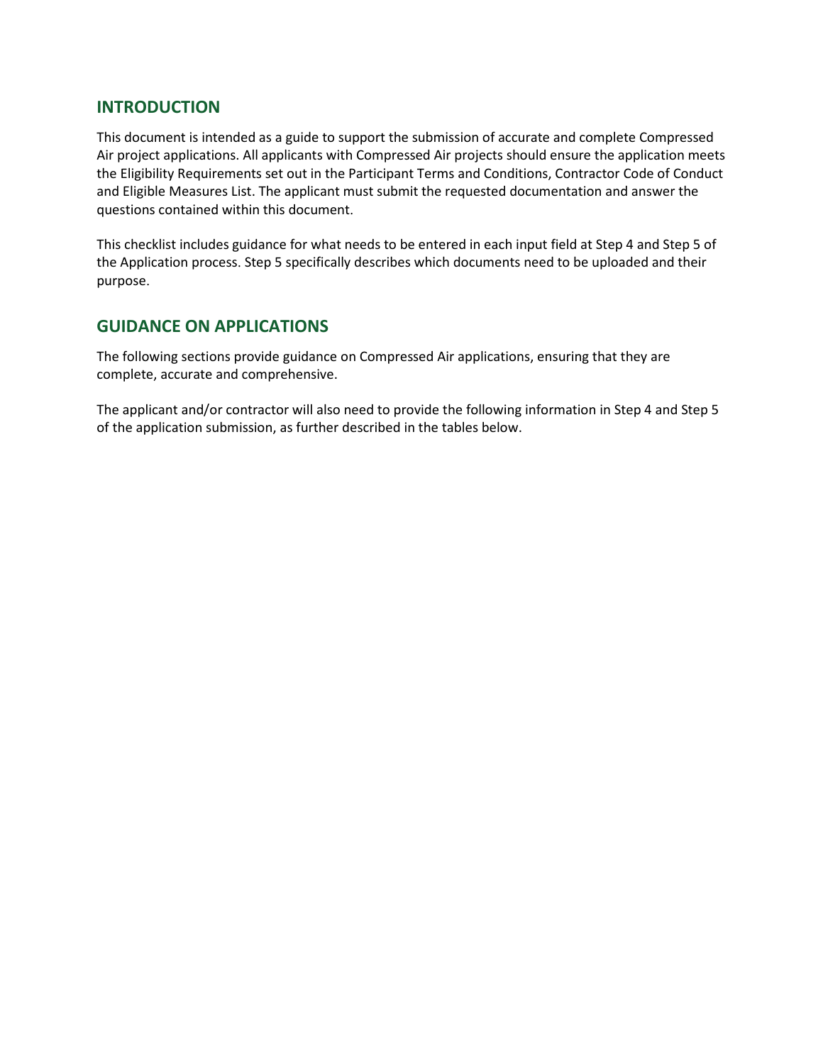## INTRODUCTION

This document is intended as a guide to support the submission of accurate and complete Compressed Air project applications. All applicants with Compressed Air projects should ensure the application meets the Eligibility Requirements set out in the Participant Terms and Conditions, Contractor Code of Conduct and Eligible Measures List. The applicant must submit the requested documentation and answer the questions contained within this document.

This checklist includes guidance for what needs to be entered in each input field at Step 4 and Step 5 of the Application process. Step 5 specifically describes which documents need to be uploaded and their purpose.

## GUIDANCE ON APPLICATIONS

The following sections provide guidance on Compressed Air applications, ensuring that they are complete, accurate and comprehensive.

The applicant and/or contractor will also need to provide the following information in Step 4 and Step 5 of the application submission, as further described in the tables below.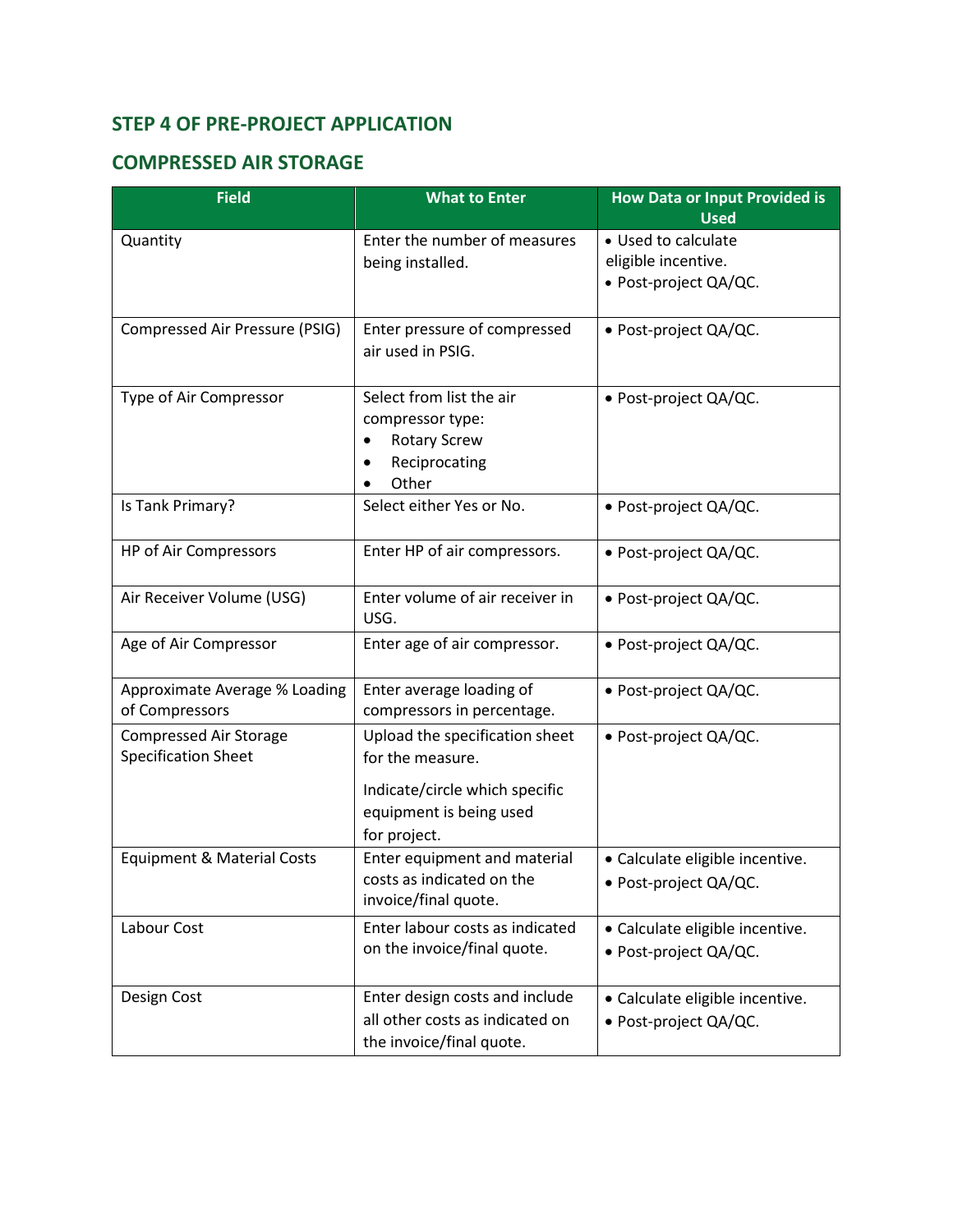## STEP 4 OF PRE-PROJECT APPLICATION

## COMPRESSED AIR STORAGE

| Field | What to Enter | How Data or Input Provided is Used |
|---|---|---|
| Quantity | Enter the number of measures being installed. | • Used to calculate eligible incentive.<br>• Post-project QA/QC. |
| Compressed Air Pressure (PSIG) | Enter pressure of compressed air used in PSIG. | • Post-project QA/QC. |
| Type of Air Compressor | Select from list the air compressor type:<br>• Rotary Screw<br>• Reciprocating<br>• Other | • Post-project QA/QC. |
| Is Tank Primary? | Select either Yes or No. | • Post-project QA/QC. |
| HP of Air Compressors | Enter HP of air compressors. | • Post-project QA/QC. |
| Air Receiver Volume (USG) | Enter volume of air receiver in USG. | • Post-project QA/QC. |
| Age of Air Compressor | Enter age of air compressor. | • Post-project QA/QC. |
| Approximate Average % Loading of Compressors | Enter average loading of compressors in percentage. | • Post-project QA/QC. |
| Compressed Air Storage Specification Sheet | Upload the specification sheet for the measure.<br>Indicate/circle which specific equipment is being used for project. | • Post-project QA/QC. |
| Equipment & Material Costs | Enter equipment and material costs as indicated on the invoice/final quote. | • Calculate eligible incentive.<br>• Post-project QA/QC. |
| Labour Cost | Enter labour costs as indicated on the invoice/final quote. | • Calculate eligible incentive.<br>• Post-project QA/QC. |
| Design Cost | Enter design costs and include all other costs as indicated on the invoice/final quote. | • Calculate eligible incentive.<br>• Post-project QA/QC. |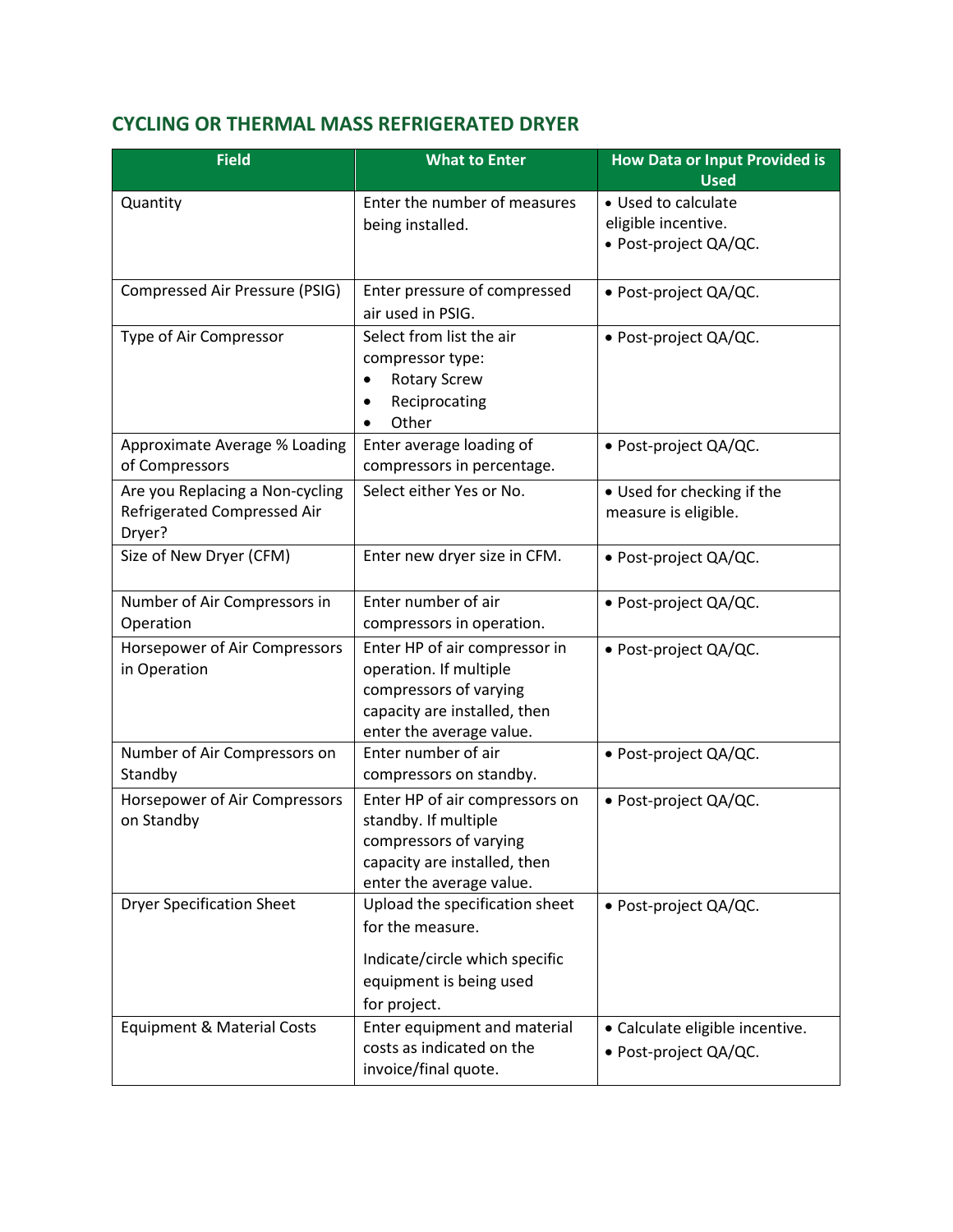## CYCLING OR THERMAL MASS REFRIGERATED DRYER

| Field | What to Enter | How Data or Input Provided is Used |
|---|---|---|
| Quantity | Enter the number of measures being installed. | • Used to calculate eligible incentive.<br>• Post-project QA/QC. |
| Compressed Air Pressure (PSIG) | Enter pressure of compressed air used in PSIG. | • Post-project QA/QC. |
| Type of Air Compressor | Select from list the air compressor type:<br>• Rotary Screw<br>• Reciprocating<br>• Other | • Post-project QA/QC. |
| Approximate Average % Loading of Compressors | Enter average loading of compressors in percentage. | • Post-project QA/QC. |
| Are you Replacing a Non-cycling Refrigerated Compressed Air Dryer? | Select either Yes or No. | • Used for checking if the measure is eligible. |
| Size of New Dryer (CFM) | Enter new dryer size in CFM. | • Post-project QA/QC. |
| Number of Air Compressors in Operation | Enter number of air compressors in operation. | • Post-project QA/QC. |
| Horsepower of Air Compressors in Operation | Enter HP of air compressor in operation. If multiple compressors of varying capacity are installed, then enter the average value. | • Post-project QA/QC. |
| Number of Air Compressors on Standby | Enter number of air compressors on standby. | • Post-project QA/QC. |
| Horsepower of Air Compressors on Standby | Enter HP of air compressors on standby. If multiple compressors of varying capacity are installed, then enter the average value. | • Post-project QA/QC. |
| Dryer Specification Sheet | Upload the specification sheet for the measure.<br><br>Indicate/circle which specific equipment is being used for project. | • Post-project QA/QC. |
| Equipment & Material Costs | Enter equipment and material costs as indicated on the invoice/final quote. | • Calculate eligible incentive.<br>• Post-project QA/QC. |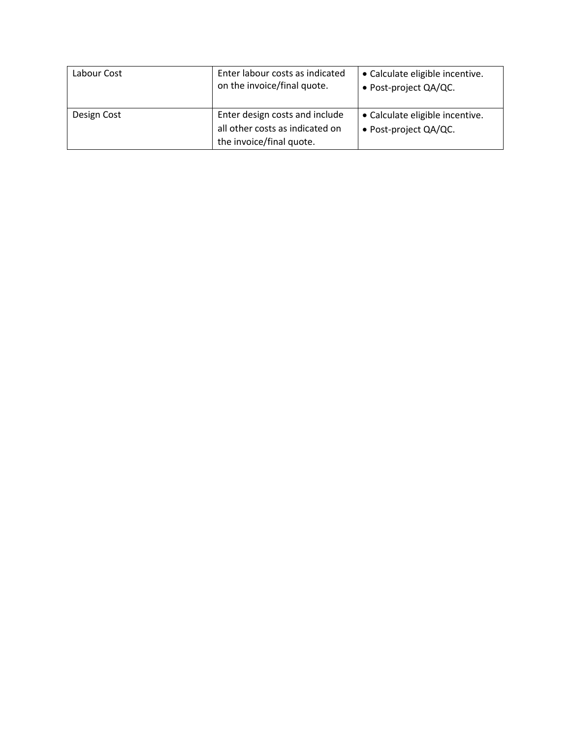| Labour Cost | Enter labour costs as indicated on the invoice/final quote. | • Calculate eligible incentive.<br>• Post-project QA/QC. |
|---|---|---|
| Design Cost | Enter design costs and include all other costs as indicated on the invoice/final quote. | • Calculate eligible incentive.<br>• Post-project QA/QC. |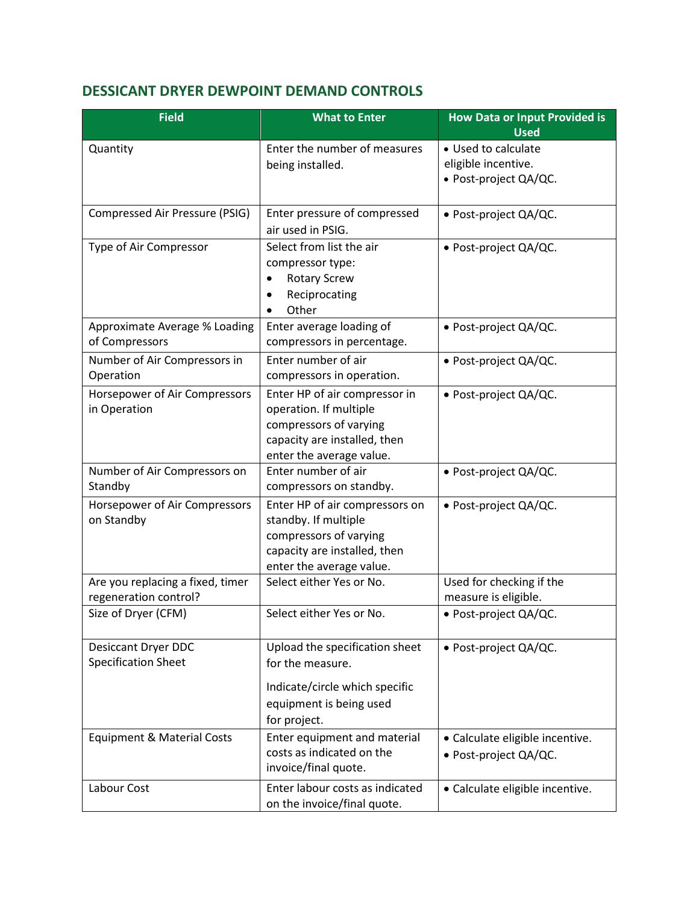## DESSICANT DRYER DEWPOINT DEMAND CONTROLS

| Field | What to Enter | How Data or Input Provided is Used |
|---|---|---|
| Quantity | Enter the number of measures being installed. | • Used to calculate eligible incentive.<br>• Post-project QA/QC. |
| Compressed Air Pressure (PSIG) | Enter pressure of compressed air used in PSIG. | • Post-project QA/QC. |
| Type of Air Compressor | Select from list the air compressor type:<br>• Rotary Screw<br>• Reciprocating<br>• Other | • Post-project QA/QC. |
| Approximate Average % Loading of Compressors | Enter average loading of compressors in percentage. | • Post-project QA/QC. |
| Number of Air Compressors in Operation | Enter number of air compressors in operation. | • Post-project QA/QC. |
| Horsepower of Air Compressors in Operation | Enter HP of air compressor in operation. If multiple compressors of varying capacity are installed, then enter the average value. | • Post-project QA/QC. |
| Number of Air Compressors on Standby | Enter number of air compressors on standby. | • Post-project QA/QC. |
| Horsepower of Air Compressors on Standby | Enter HP of air compressors on standby. If multiple compressors of varying capacity are installed, then enter the average value. | • Post-project QA/QC. |
| Are you replacing a fixed, timer regeneration control? | Select either Yes or No. | Used for checking if the measure is eligible. |
| Size of Dryer (CFM) | Select either Yes or No. | • Post-project QA/QC. |
| Desiccant Dryer DDC Specification Sheet | Upload the specification sheet for the measure.<br><br>Indicate/circle which specific equipment is being used for project. | • Post-project QA/QC. |
| Equipment & Material Costs | Enter equipment and material costs as indicated on the invoice/final quote. | • Calculate eligible incentive.<br>• Post-project QA/QC. |
| Labour Cost | Enter labour costs as indicated on the invoice/final quote. | • Calculate eligible incentive. |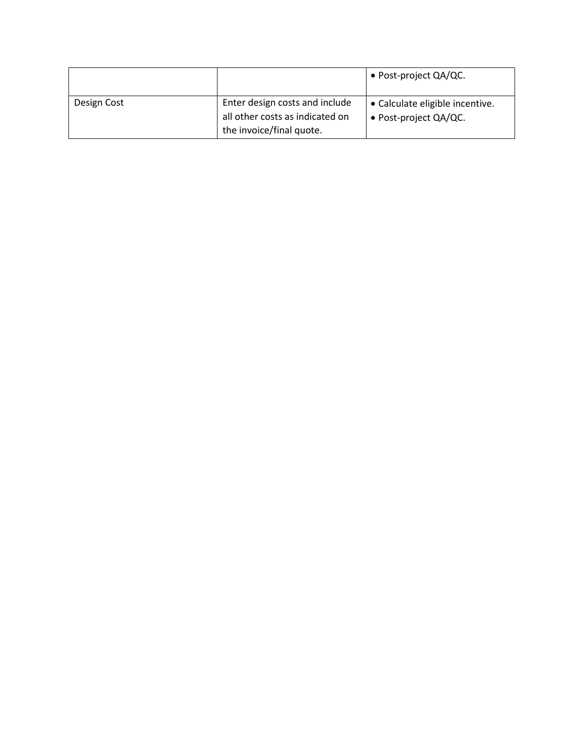| | | |
|---|---|---|
| | | • Post-project QA/QC. |
| Design Cost | Enter design costs and include all other costs as indicated on the invoice/final quote. | • Calculate eligible incentive.<br>• Post-project QA/QC. |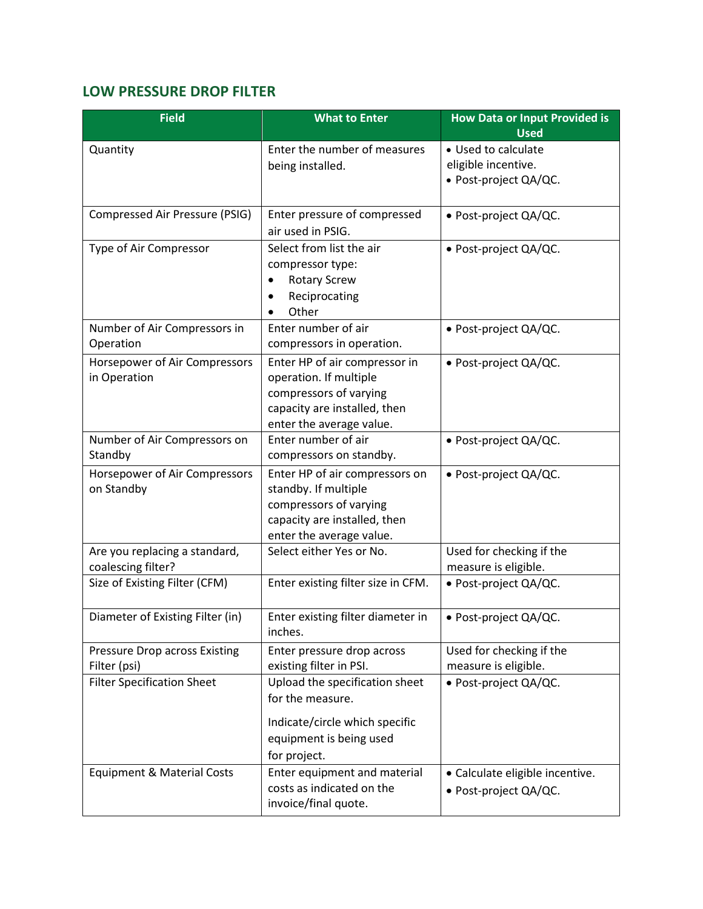## LOW PRESSURE DROP FILTER

| Field | What to Enter | How Data or Input Provided is Used |
|---|---|---|
| Quantity | Enter the number of measures being installed. | • Used to calculate eligible incentive.<br>• Post-project QA/QC. |
| Compressed Air Pressure (PSIG) | Enter pressure of compressed air used in PSIG. | • Post-project QA/QC. |
| Type of Air Compressor | Select from list the air compressor type:<br>• Rotary Screw<br>• Reciprocating<br>• Other | • Post-project QA/QC. |
| Number of Air Compressors in Operation | Enter number of air compressors in operation. | • Post-project QA/QC. |
| Horsepower of Air Compressors in Operation | Enter HP of air compressor in operation. If multiple compressors of varying capacity are installed, then enter the average value. | • Post-project QA/QC. |
| Number of Air Compressors on Standby | Enter number of air compressors on standby. | • Post-project QA/QC. |
| Horsepower of Air Compressors on Standby | Enter HP of air compressors on standby. If multiple compressors of varying capacity are installed, then enter the average value. | • Post-project QA/QC. |
| Are you replacing a standard, coalescing filter? | Select either Yes or No. | Used for checking if the measure is eligible. |
| Size of Existing Filter (CFM) | Enter existing filter size in CFM. | • Post-project QA/QC. |
| Diameter of Existing Filter (in) | Enter existing filter diameter in inches. | • Post-project QA/QC. |
| Pressure Drop across Existing Filter (psi) | Enter pressure drop across existing filter in PSI. | Used for checking if the measure is eligible. |
| Filter Specification Sheet | Upload the specification sheet for the measure.<br><br>Indicate/circle which specific equipment is being used for project. | • Post-project QA/QC. |
| Equipment & Material Costs | Enter equipment and material costs as indicated on the invoice/final quote. | • Calculate eligible incentive.<br>• Post-project QA/QC. |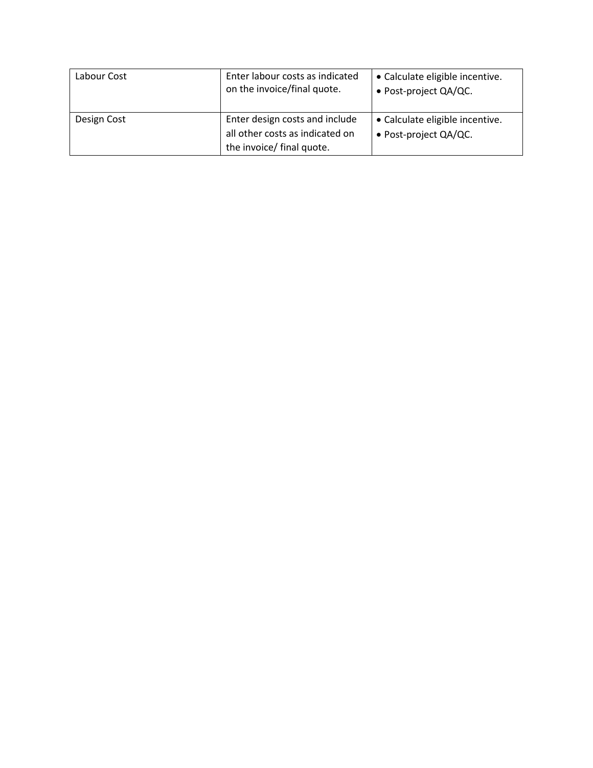| Labour Cost | Enter labour costs as indicated on the invoice/final quote. | • Calculate eligible incentive.<br>• Post-project QA/QC. |
|---|---|---|
| Design Cost | Enter design costs and include all other costs as indicated on the invoice/ final quote. | • Calculate eligible incentive.<br>• Post-project QA/QC. |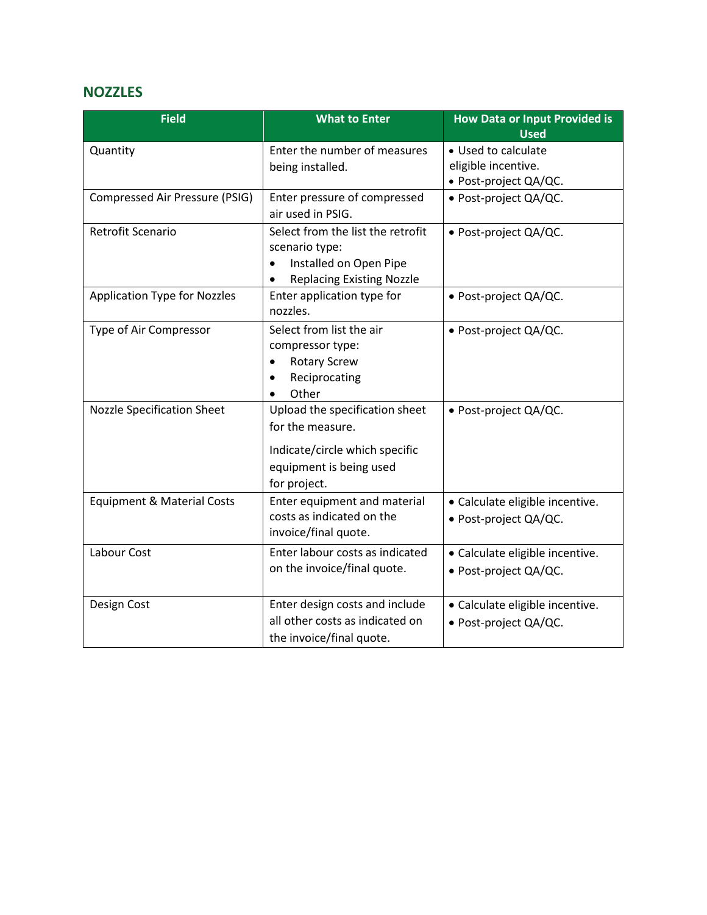## NOZZLES

| Field | What to Enter | How Data or Input Provided is Used |
|---|---|---|
| Quantity | Enter the number of measures being installed. | • Used to calculate eligible incentive.<br>• Post-project QA/QC. |
| Compressed Air Pressure (PSIG) | Enter pressure of compressed air used in PSIG. | • Post-project QA/QC. |
| Retrofit Scenario | Select from the list the retrofit scenario type:<br>• Installed on Open Pipe<br>• Replacing Existing Nozzle | • Post-project QA/QC. |
| Application Type for Nozzles | Enter application type for nozzles. | • Post-project QA/QC. |
| Type of Air Compressor | Select from list the air compressor type:<br>• Rotary Screw<br>• Reciprocating<br>• Other | • Post-project QA/QC. |
| Nozzle Specification Sheet | Upload the specification sheet for the measure.<br><br>Indicate/circle which specific equipment is being used for project. | • Post-project QA/QC. |
| Equipment & Material Costs | Enter equipment and material costs as indicated on the invoice/final quote. | • Calculate eligible incentive.<br>• Post-project QA/QC. |
| Labour Cost | Enter labour costs as indicated on the invoice/final quote. | • Calculate eligible incentive.<br>• Post-project QA/QC. |
| Design Cost | Enter design costs and include all other costs as indicated on the invoice/final quote. | • Calculate eligible incentive.<br>• Post-project QA/QC. |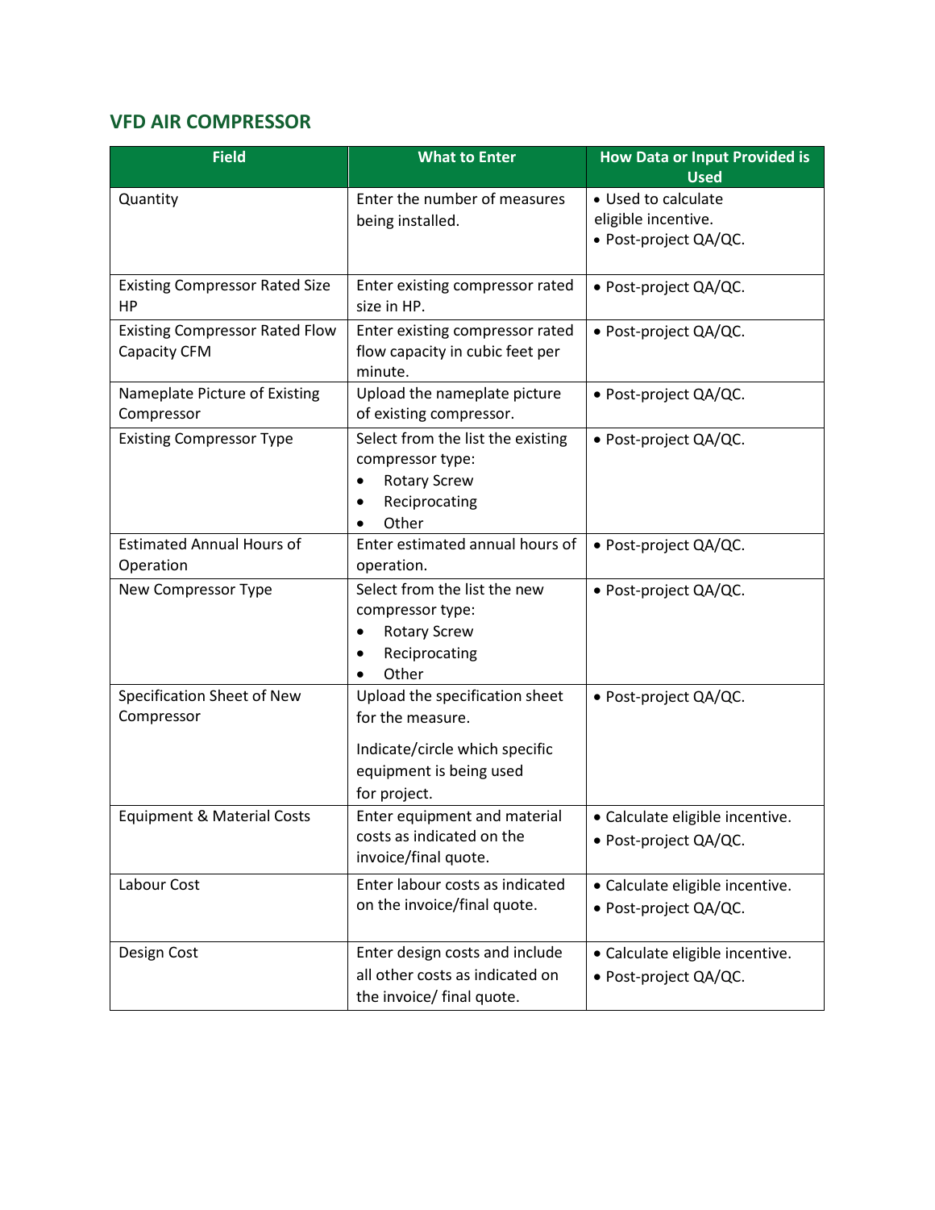### VFD AIR COMPRESSOR

| Field | What to Enter | How Data or Input Provided is Used |
|---|---|---|
| Quantity | Enter the number of measures being installed. | • Used to calculate eligible incentive.<br>• Post-project QA/QC. |
| Existing Compressor Rated Size HP | Enter existing compressor rated size in HP. | • Post-project QA/QC. |
| Existing Compressor Rated Flow Capacity CFM | Enter existing compressor rated flow capacity in cubic feet per minute. | • Post-project QA/QC. |
| Nameplate Picture of Existing Compressor | Upload the nameplate picture of existing compressor. | • Post-project QA/QC. |
| Existing Compressor Type | Select from the list the existing compressor type:<br>• Rotary Screw<br>• Reciprocating<br>• Other | • Post-project QA/QC. |
| Estimated Annual Hours of Operation | Enter estimated annual hours of operation. | • Post-project QA/QC. |
| New Compressor Type | Select from the list the new compressor type:<br>• Rotary Screw<br>• Reciprocating<br>• Other | • Post-project QA/QC. |
| Specification Sheet of New Compressor | Upload the specification sheet for the measure.<br><br>Indicate/circle which specific equipment is being used for project. | • Post-project QA/QC. |
| Equipment & Material Costs | Enter equipment and material costs as indicated on the invoice/final quote. | • Calculate eligible incentive.<br>• Post-project QA/QC. |
| Labour Cost | Enter labour costs as indicated on the invoice/final quote. | • Calculate eligible incentive.<br>• Post-project QA/QC. |
| Design Cost | Enter design costs and include all other costs as indicated on the invoice/ final quote. | • Calculate eligible incentive.<br>• Post-project QA/QC. |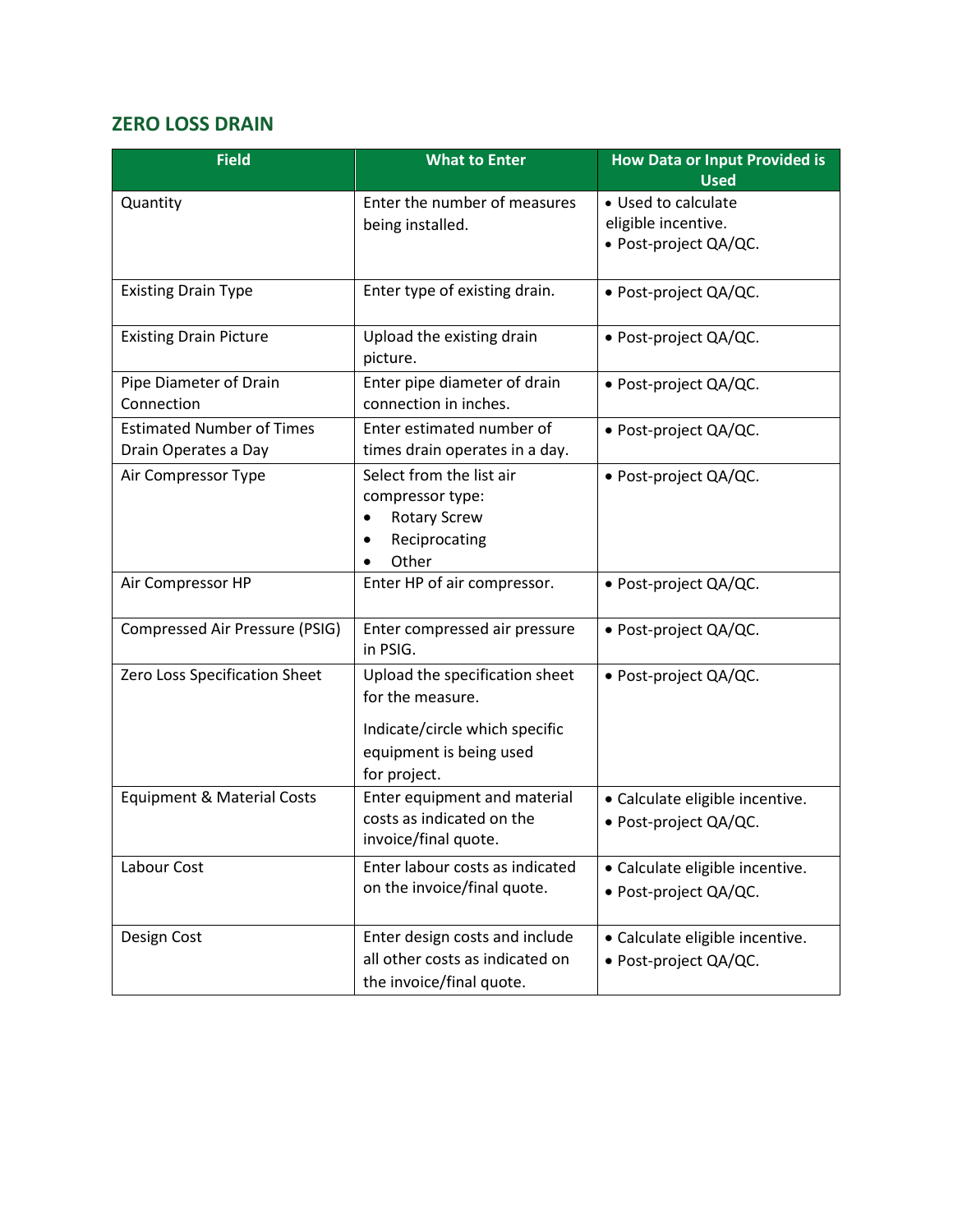## ZERO LOSS DRAIN

| Field | What to Enter | How Data or Input Provided is Used |
|---|---|---|
| Quantity | Enter the number of measures being installed. | • Used to calculate eligible incentive.<br>• Post-project QA/QC. |
| Existing Drain Type | Enter type of existing drain. | • Post-project QA/QC. |
| Existing Drain Picture | Upload the existing drain picture. | • Post-project QA/QC. |
| Pipe Diameter of Drain Connection | Enter pipe diameter of drain connection in inches. | • Post-project QA/QC. |
| Estimated Number of Times Drain Operates a Day | Enter estimated number of times drain operates in a day. | • Post-project QA/QC. |
| Air Compressor Type | Select from the list air compressor type:<br>• Rotary Screw<br>• Reciprocating<br>• Other | • Post-project QA/QC. |
| Air Compressor HP | Enter HP of air compressor. | • Post-project QA/QC. |
| Compressed Air Pressure (PSIG) | Enter compressed air pressure in PSIG. | • Post-project QA/QC. |
| Zero Loss Specification Sheet | Upload the specification sheet for the measure.<br><br>Indicate/circle which specific equipment is being used for project. | • Post-project QA/QC. |
| Equipment & Material Costs | Enter equipment and material costs as indicated on the invoice/final quote. | • Calculate eligible incentive.<br>• Post-project QA/QC. |
| Labour Cost | Enter labour costs as indicated on the invoice/final quote. | • Calculate eligible incentive.<br>• Post-project QA/QC. |
| Design Cost | Enter design costs and include all other costs as indicated on the invoice/final quote. | • Calculate eligible incentive.<br>• Post-project QA/QC. |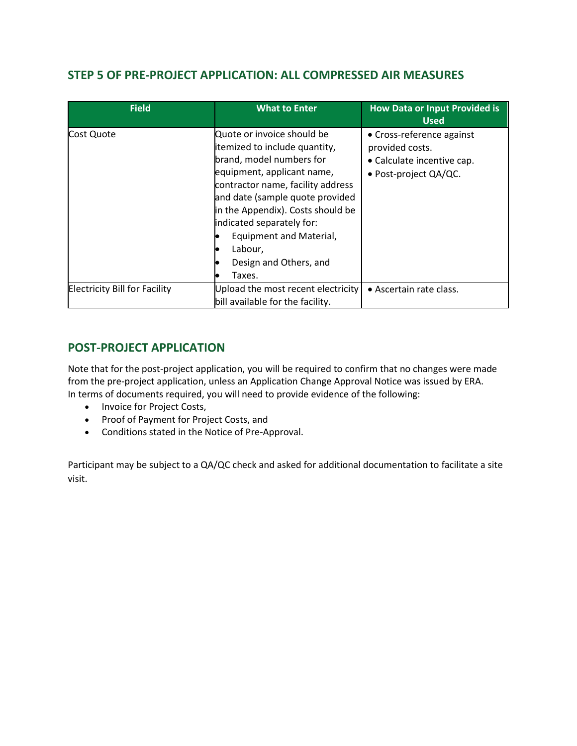## STEP 5 OF PRE-PROJECT APPLICATION: ALL COMPRESSED AIR MEASURES

| Field | What to Enter | How Data or Input Provided is Used |
|---|---|---|
| Cost Quote | Quote or invoice should be itemized to include quantity, brand, model numbers for equipment, applicant name, contractor name, facility address and date (sample quote provided in the Appendix). Costs should be indicated separately for:<br>• Equipment and Material,<br>• Labour,<br>• Design and Others, and<br>• Taxes. | • Cross-reference against provided costs.<br>• Calculate incentive cap.<br>• Post-project QA/QC. |
| Electricity Bill for Facility | Upload the most recent electricity bill available for the facility. | • Ascertain rate class. |

## POST-PROJECT APPLICATION

Note that for the post-project application, you will be required to confirm that no changes were made from the pre-project application, unless an Application Change Approval Notice was issued by ERA. In terms of documents required, you will need to provide evidence of the following:

- Invoice for Project Costs,
- Proof of Payment for Project Costs, and
- Conditions stated in the Notice of Pre-Approval.

Participant may be subject to a QA/QC check and asked for additional documentation to facilitate a site visit.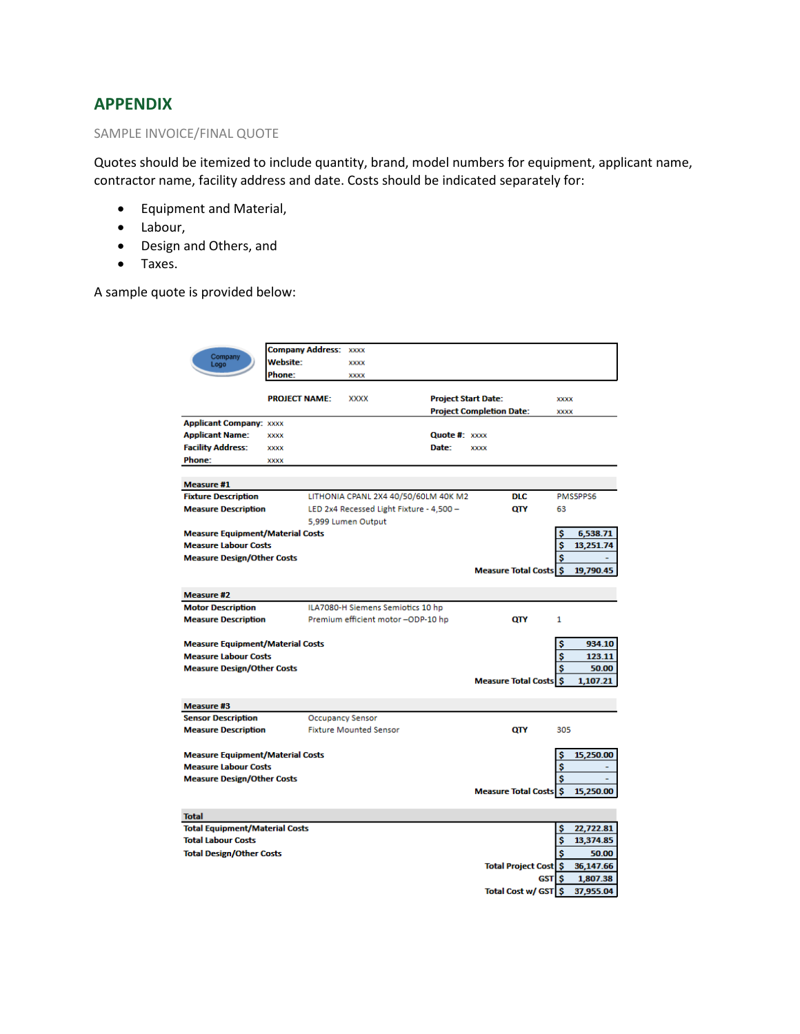## APPENDIX

SAMPLE INVOICE/FINAL QUOTE

Quotes should be itemized to include quantity, brand, model numbers for equipment, applicant name, contractor name, facility address and date. Costs should be indicated separately for:

- Equipment and Material,
- Labour,
- Design and Others, and
- Taxes.

A sample quote is provided below:

Company Logo

**Company Address:** xxxx
**Website:** xxxx
**Phone:** xxxx

**PROJECT NAME:** XXXX
**Project Start Date:** xxxx
**Project Completion Date:** xxxx

**Applicant Company:** xxxx
**Applicant Name:** xxxx
**Facility Address:** xxxx
**Phone:** xxxx

**Quote #:** xxxx
**Date:** xxxx

| | | | | |
|---|---|---|---|---|
| **Measure #1** | | | | |
| **Fixture Description** | LITHONIA CPANL 2X4 40/50/60LM 40K M2 | **DLC** | PMS5PPS6 | |
| **Measure Description** | LED 2x4 Recessed Light Fixture - 4,500 – 5,999 Lumen Output | **QTY** | 63 | |
| **Measure Equipment/Material Costs** | | | | $ 6,538.71 |
| **Measure Labour Costs** | | | | $ 13,251.74 |
| **Measure Design/Other Costs** | | | | $ - |
| | | | **Measure Total Costs** | $ 19,790.45 |
| **Measure #2** | | | | |
| **Motor Description** | ILA7080-H Siemens Semiotics 10 hp | | | |
| **Measure Description** | Premium efficient motor –ODP-10 hp | **QTY** | 1 | |
| **Measure Equipment/Material Costs** | | | | $ 934.10 |
| **Measure Labour Costs** | | | | $ 123.11 |
| **Measure Design/Other Costs** | | | | $ 50.00 |
| | | | **Measure Total Costs** | $ 1,107.21 |
| **Measure #3** | | | | |
| **Sensor Description** | Occupancy Sensor | | | |
| **Measure Description** | Fixture Mounted Sensor | **QTY** | 305 | |
| **Measure Equipment/Material Costs** | | | | $ 15,250.00 |
| **Measure Labour Costs** | | | | $ - |
| **Measure Design/Other Costs** | | | | $ - |
| | | | **Measure Total Costs** | $ 15,250.00 |
| **Total** | | | | |
| **Total Equipment/Material Costs** | | | | $ 22,722.81 |
| **Total Labour Costs** | | | | $ 13,374.85 |
| **Total Design/Other Costs** | | | | $ 50.00 |
| | | | **Total Project Cost** | $ 36,147.66 |
| | | | **GST** | $ 1,807.38 |
| | | | **Total Cost w/ GST** | $ 37,955.04 |